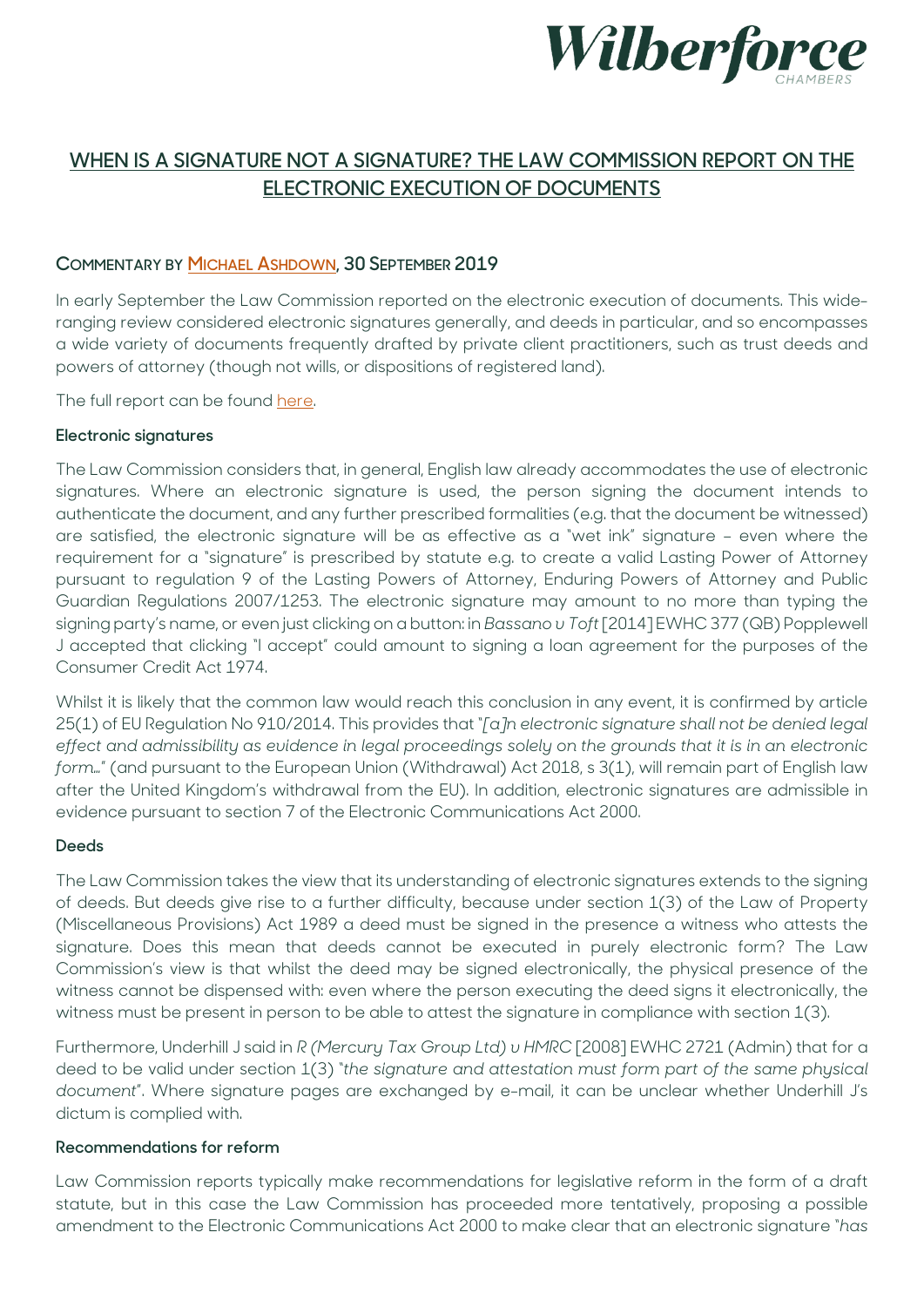# WHEN IS A SIGNATURE NOT A SIGNATURE? THE LAW COMMISSION REPORT ON THE ELECTRONIC EXECUTION OF DOCUMENTS

## COMMENTARY BY MICHAEL ASHDOWN, 30 SEPTEMBER 2019

In early September the Law Commission reported on the electronic execution of documents. This wide-ranging review considered electronic signatures generally, and deeds in particular, and so encompasses a wide variety of documents frequently drafted by private client practitioners, such as trust deeds and powers of attorney (though not wills, or dispositions of registered land).

The full report can be found here.

### Electronic signatures

The Law Commission considers that, in general, English law already accommodates the use of electronic signatures. Where an electronic signature is used, the person signing the document intends to authenticate the document, and any further prescribed formalities (e.g. that the document be witnessed) are satisfied, the electronic signature will be as effective as a "wet ink" signature – even where the requirement for a "signature" is prescribed by statute e.g. to create a valid Lasting Power of Attorney pursuant to regulation 9 of the Lasting Powers of Attorney, Enduring Powers of Attorney and Public Guardian Regulations 2007/1253. The electronic signature may amount to no more than typing the signing party's name, or even just clicking on a button: in *Bassano v Toft* [2014] EWHC 377 (QB) Popplewell J accepted that clicking "I accept" could amount to signing a loan agreement for the purposes of the Consumer Credit Act 1974.

Whilst it is likely that the common law would reach this conclusion in any event, it is confirmed by article 25(1) of EU Regulation No 910/2014. This provides that "*[a]n electronic signature shall not be denied legal effect and admissibility as evidence in legal proceedings solely on the grounds that it is in an electronic form…*" (and pursuant to the European Union (Withdrawal) Act 2018, s 3(1), will remain part of English law after the United Kingdom's withdrawal from the EU). In addition, electronic signatures are admissible in evidence pursuant to section 7 of the Electronic Communications Act 2000.

### Deeds

The Law Commission takes the view that its understanding of electronic signatures extends to the signing of deeds. But deeds give rise to a further difficulty, because under section 1(3) of the Law of Property (Miscellaneous Provisions) Act 1989 a deed must be signed in the presence a witness who attests the signature. Does this mean that deeds cannot be executed in purely electronic form? The Law Commission's view is that whilst the deed may be signed electronically, the physical presence of the witness cannot be dispensed with: even where the person executing the deed signs it electronically, the witness must be present in person to be able to attest the signature in compliance with section 1(3).

Furthermore, Underhill J said in *R (Mercury Tax Group Ltd) v HMRC* [2008] EWHC 2721 (Admin) that for a deed to be valid under section 1(3) "*the signature and attestation must form part of the same physical document*". Where signature pages are exchanged by e-mail, it can be unclear whether Underhill J's dictum is complied with.

### Recommendations for reform

Law Commission reports typically make recommendations for legislative reform in the form of a draft statute, but in this case the Law Commission has proceeded more tentatively, proposing a possible amendment to the Electronic Communications Act 2000 to make clear that an electronic signature "*has*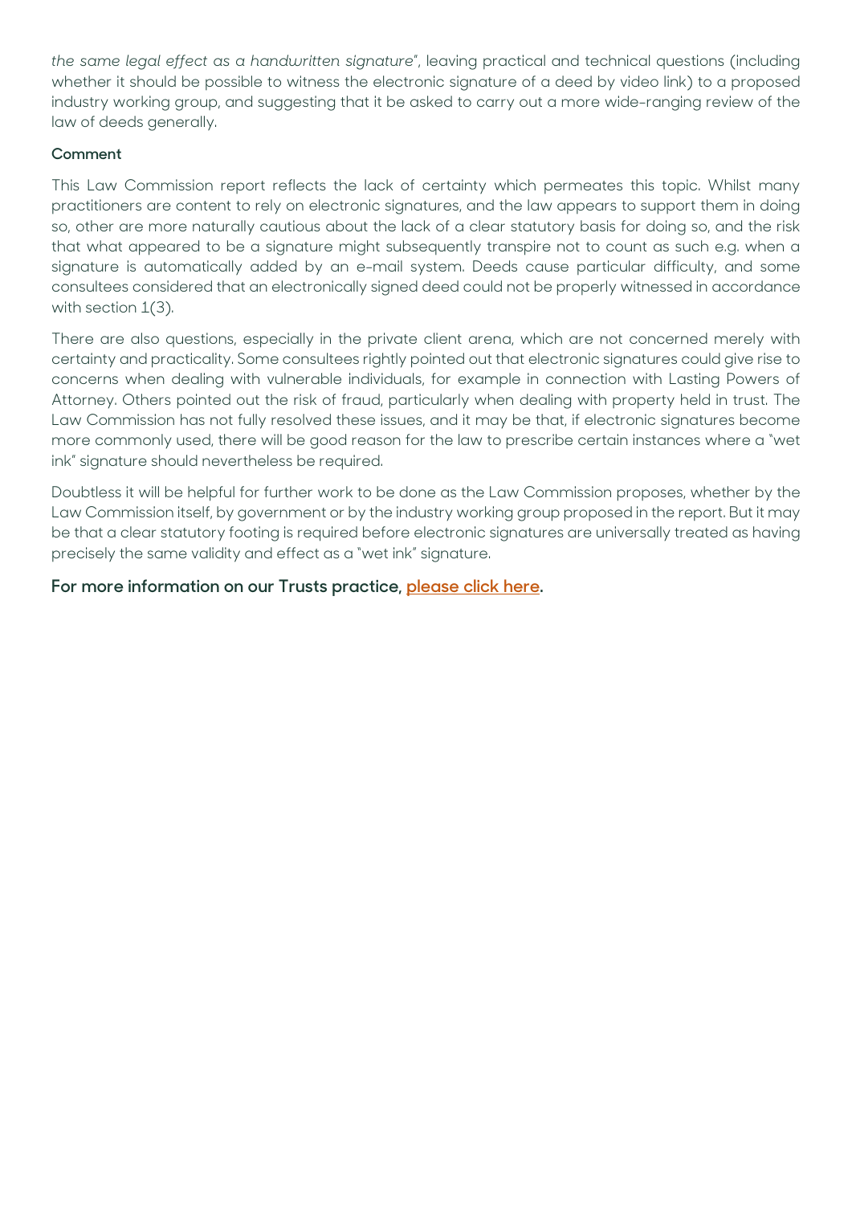*the same legal effect as a handwritten signature*", leaving practical and technical questions (including whether it should be possible to witness the electronic signature of a deed by video link) to a proposed industry working group, and suggesting that it be asked to carry out a more wide-ranging review of the law of deeds generally.

**Comment**

This Law Commission report reflects the lack of certainty which permeates this topic. Whilst many practitioners are content to rely on electronic signatures, and the law appears to support them in doing so, other are more naturally cautious about the lack of a clear statutory basis for doing so, and the risk that what appeared to be a signature might subsequently transpire not to count as such e.g. when a signature is automatically added by an e-mail system. Deeds cause particular difficulty, and some consultees considered that an electronically signed deed could not be properly witnessed in accordance with section 1(3).

There are also questions, especially in the private client arena, which are not concerned merely with certainty and practicality. Some consultees rightly pointed out that electronic signatures could give rise to concerns when dealing with vulnerable individuals, for example in connection with Lasting Powers of Attorney. Others pointed out the risk of fraud, particularly when dealing with property held in trust. The Law Commission has not fully resolved these issues, and it may be that, if electronic signatures become more commonly used, there will be good reason for the law to prescribe certain instances where a "wet ink" signature should nevertheless be required.

Doubtless it will be helpful for further work to be done as the Law Commission proposes, whether by the Law Commission itself, by government or by the industry working group proposed in the report. But it may be that a clear statutory footing is required before electronic signatures are universally treated as having precisely the same validity and effect as a "wet ink" signature.

**For more information on our Trusts practice, please click here.**